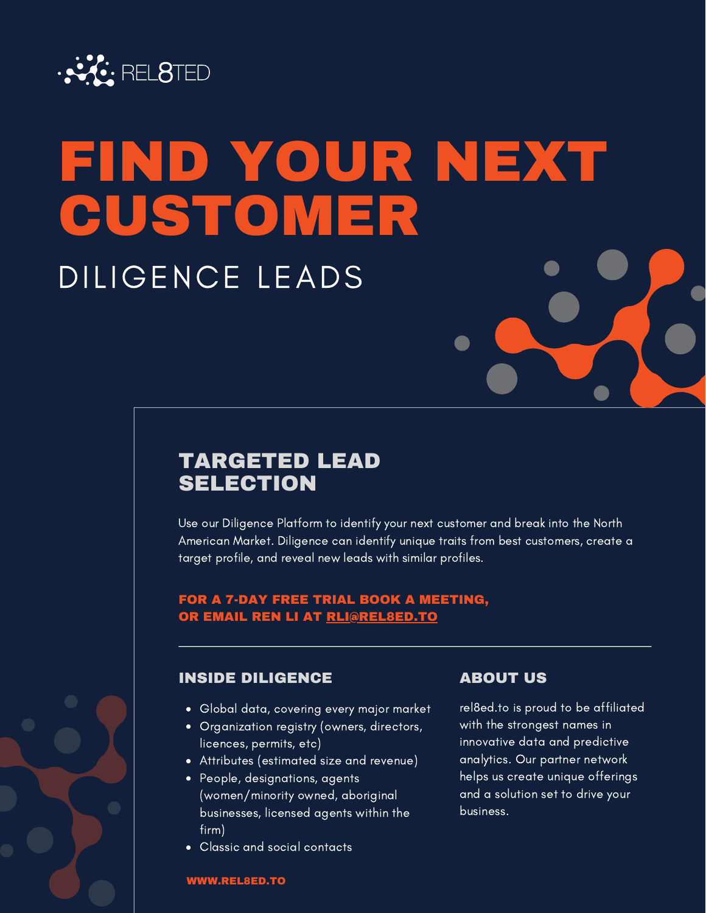REL8TED

# FIND YOUR NEXT CUSTOMER

DILIGENCE LEADS

## TARGETED LEAD SELECTION

Use our Diligence Platform to identify your next customer and break into the North American Market. Diligence can identify unique traits from best customers, create a target profile, and reveal new leads with similar profiles.

**FOR A 7-DAY FREE TRIAL BOOK A MEETING, OR EMAIL REN LI AT RLI@REL8ED.TO**

---

### INSIDE DILIGENCE

- Global data, covering every major market
- Organization registry (owners, directors, licences, permits, etc)
- Attributes (estimated size and revenue)
- People, designations, agents (women/minority owned, aboriginal businesses, licensed agents within the firm)
- Classic and social contacts

### ABOUT US

rel8ed.to is proud to be affiliated with the strongest names in innovative data and predictive analytics. Our partner network helps us create unique offerings and a solution set to drive your business.

**WWW.REL8ED.TO**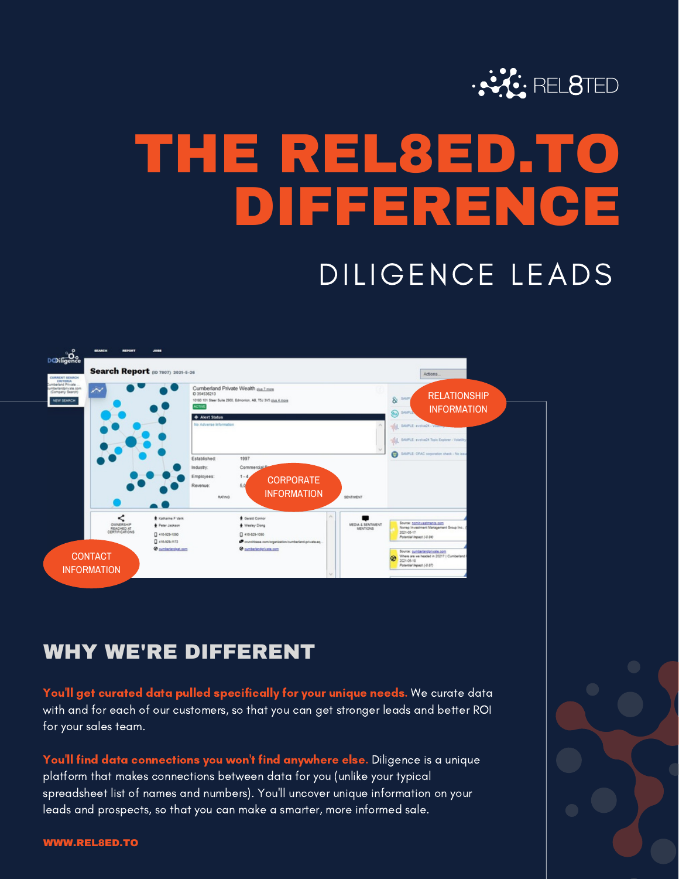REL8TED

# THE REL8ED.TO DIFFERENCE

## DILIGENCE LEADS

RELATIONSHIP INFORMATION

CORPORATE INFORMATION

CONTACT INFORMATION

## WHY WE'RE DIFFERENT

**You'll get curated data pulled specifically for your unique needs.** We curate data with and for each of our customers, so that you can get stronger leads and better ROI for your sales team.

**You'll find data connections you won't find anywhere else.** Diligence is a unique platform that makes connections between data for you (unlike your typical spreadsheet list of names and numbers). You'll uncover unique information on your leads and prospects, so that you can make a smarter, more informed sale.

**WWW.REL8ED.TO**